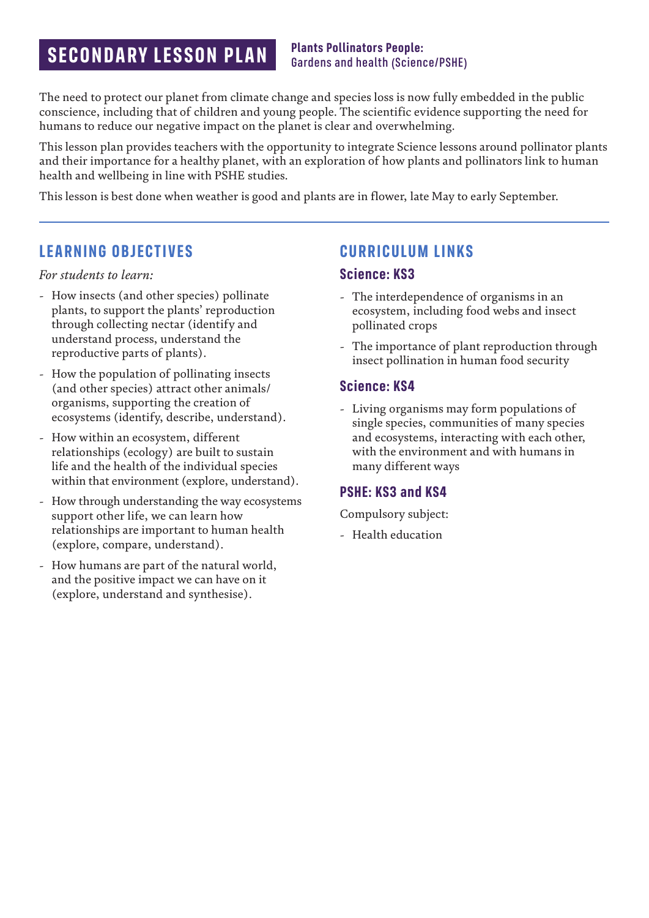# SECONDARY LESSON PLAN

**Plants Pollinators People:**
Gardens and health (Science/PSHE)

The need to protect our planet from climate change and species loss is now fully embedded in the public conscience, including that of children and young people. The scientific evidence supporting the need for humans to reduce our negative impact on the planet is clear and overwhelming.

This lesson plan provides teachers with the opportunity to integrate Science lessons around pollinator plants and their importance for a healthy planet, with an exploration of how plants and pollinators link to human health and wellbeing in line with PSHE studies.

This lesson is best done when weather is good and plants are in flower, late May to early September.

## LEARNING OBJECTIVES

*For students to learn:*

- How insects (and other species) pollinate plants, to support the plants' reproduction through collecting nectar (identify and understand process, understand the reproductive parts of plants).
- How the population of pollinating insects (and other species) attract other animals/ organisms, supporting the creation of ecosystems (identify, describe, understand).
- How within an ecosystem, different relationships (ecology) are built to sustain life and the health of the individual species within that environment (explore, understand).
- How through understanding the way ecosystems support other life, we can learn how relationships are important to human health (explore, compare, understand).
- How humans are part of the natural world, and the positive impact we can have on it (explore, understand and synthesise).

## CURRICULUM LINKS

### Science: KS3

- The interdependence of organisms in an ecosystem, including food webs and insect pollinated crops
- The importance of plant reproduction through insect pollination in human food security

### Science: KS4

- Living organisms may form populations of single species, communities of many species and ecosystems, interacting with each other, with the environment and with humans in many different ways

### PSHE: KS3 and KS4

Compulsory subject:

- Health education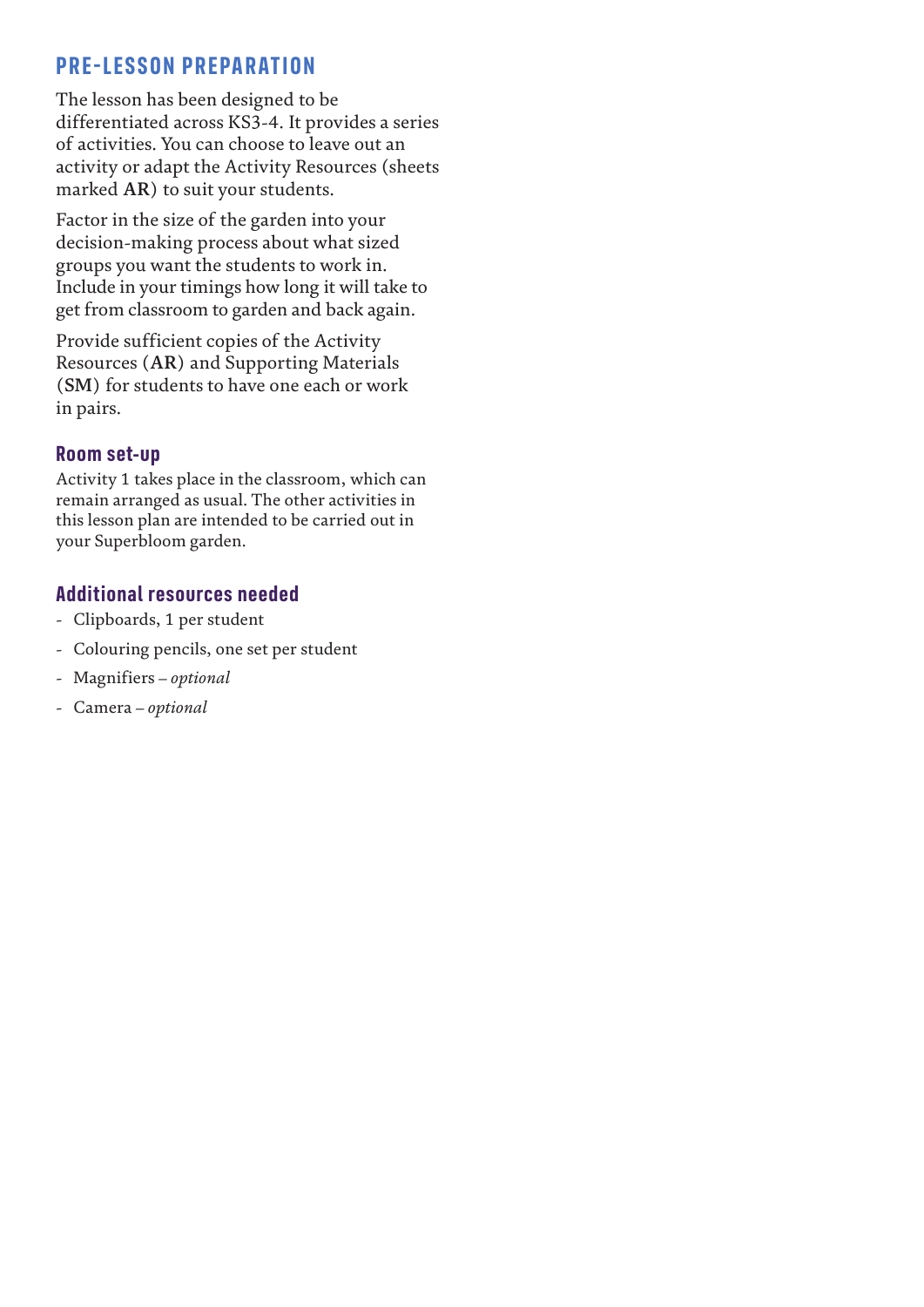## PRE-LESSON PREPARATION

The lesson has been designed to be differentiated across KS3-4. It provides a series of activities. You can choose to leave out an activity or adapt the Activity Resources (sheets marked **AR**) to suit your students.

Factor in the size of the garden into your decision-making process about what sized groups you want the students to work in. Include in your timings how long it will take to get from classroom to garden and back again.

Provide sufficient copies of the Activity Resources (**AR**) and Supporting Materials (**SM**) for students to have one each or work in pairs.

### Room set-up

Activity 1 takes place in the classroom, which can remain arranged as usual. The other activities in this lesson plan are intended to be carried out in your Superbloom garden.

### Additional resources needed

- Clipboards, 1 per student
- Colouring pencils, one set per student
- Magnifiers – *optional*
- Camera – *optional*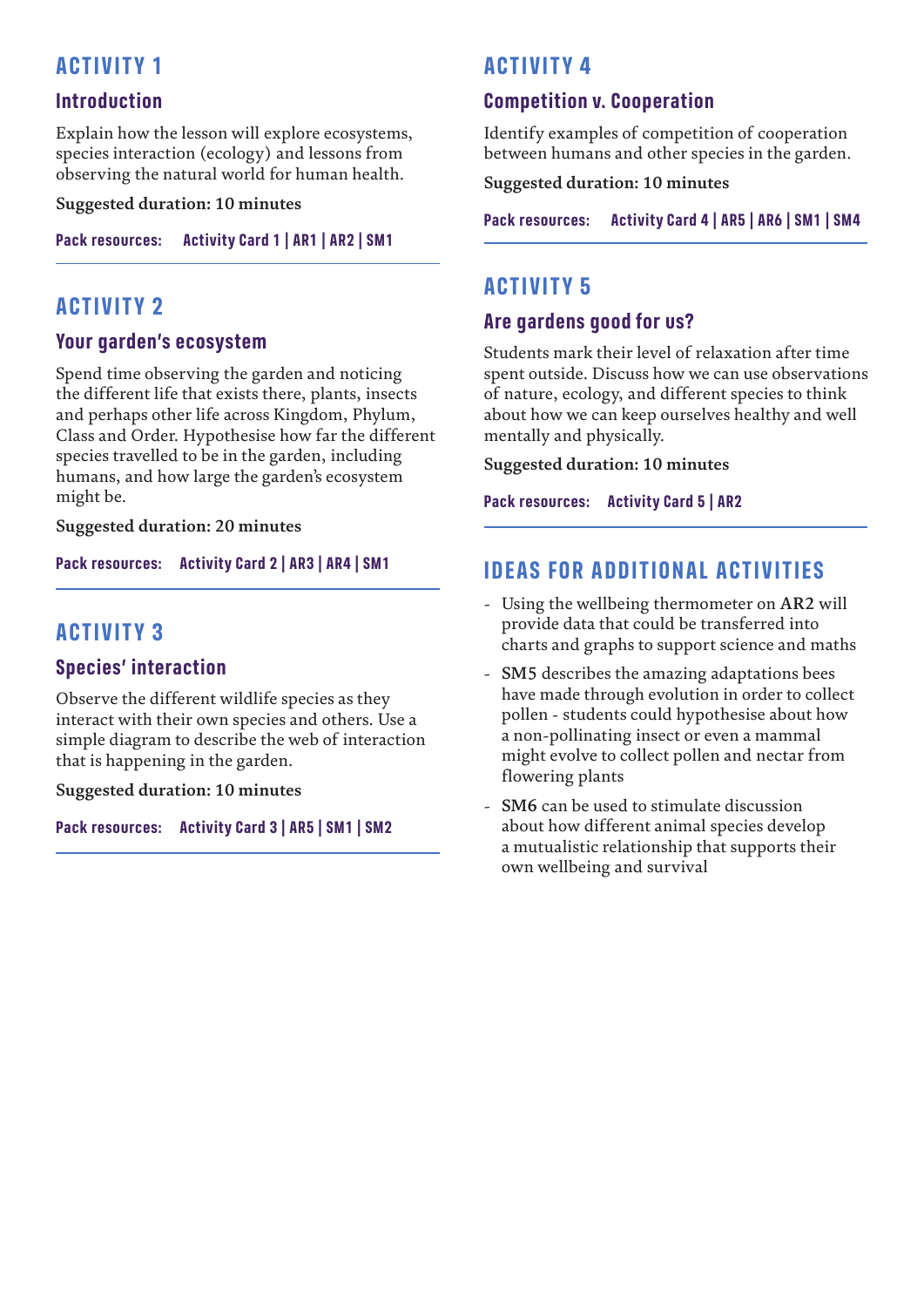## ACTIVITY 1

### Introduction

Explain how the lesson will explore ecosystems, species interaction (ecology) and lessons from observing the natural world for human health.

**Suggested duration: 10 minutes**

**Pack resources: Activity Card 1 | AR1 | AR2 | SM1**

## ACTIVITY 2

### Your garden's ecosystem

Spend time observing the garden and noticing the different life that exists there, plants, insects and perhaps other life across Kingdom, Phylum, Class and Order. Hypothesise how far the different species travelled to be in the garden, including humans, and how large the garden's ecosystem might be.

**Suggested duration: 20 minutes**

**Pack resources: Activity Card 2 | AR3 | AR4 | SM1**

## ACTIVITY 3

### Species' interaction

Observe the different wildlife species as they interact with their own species and others. Use a simple diagram to describe the web of interaction that is happening in the garden.

**Suggested duration: 10 minutes**

**Pack resources: Activity Card 3 | AR5 | SM1 | SM2**

## ACTIVITY 4

### Competition v. Cooperation

Identify examples of competition of cooperation between humans and other species in the garden.

**Suggested duration: 10 minutes**

**Pack resources: Activity Card 4 | AR5 | AR6 | SM1 | SM4**

## ACTIVITY 5

### Are gardens good for us?

Students mark their level of relaxation after time spent outside. Discuss how we can use observations of nature, ecology, and different species to think about how we can keep ourselves healthy and well mentally and physically.

**Suggested duration: 10 minutes**

**Pack resources: Activity Card 5 | AR2**

## IDEAS FOR ADDITIONAL ACTIVITIES

- Using the wellbeing thermometer on **AR2** will provide data that could be transferred into charts and graphs to support science and maths
- **SM5** describes the amazing adaptations bees have made through evolution in order to collect pollen - students could hypothesise about how a non-pollinating insect or even a mammal might evolve to collect pollen and nectar from flowering plants
- **SM6** can be used to stimulate discussion about how different animal species develop a mutualistic relationship that supports their own wellbeing and survival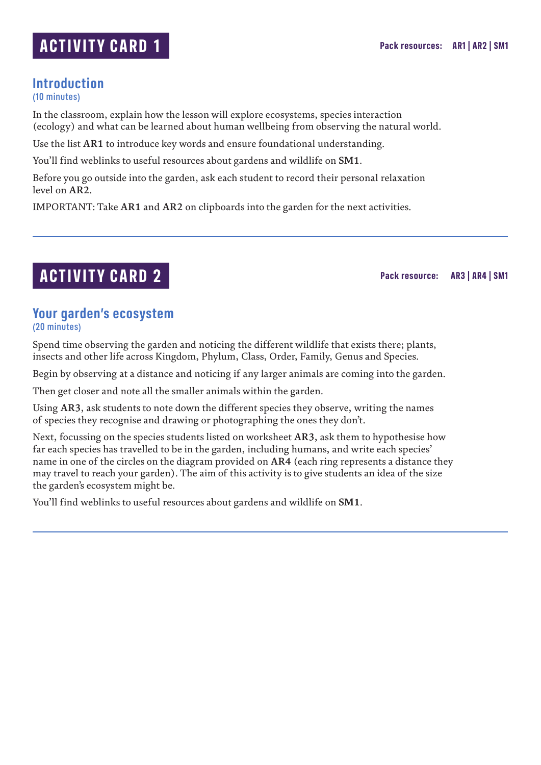# ACTIVITY CARD 1

**Pack resources: AR1 | AR2 | SM1**

## Introduction

(10 minutes)

In the classroom, explain how the lesson will explore ecosystems, species interaction (ecology) and what can be learned about human wellbeing from observing the natural world.

Use the list **AR1** to introduce key words and ensure foundational understanding.

You'll find weblinks to useful resources about gardens and wildlife on **SM1**.

Before you go outside into the garden, ask each student to record their personal relaxation level on **AR2**.

IMPORTANT: Take **AR1** and **AR2** on clipboards into the garden for the next activities.

---

# ACTIVITY CARD 2

**Pack resource: AR3 | AR4 | SM1**

## Your garden's ecosystem

(20 minutes)

Spend time observing the garden and noticing the different wildlife that exists there; plants, insects and other life across Kingdom, Phylum, Class, Order, Family, Genus and Species.

Begin by observing at a distance and noticing if any larger animals are coming into the garden.

Then get closer and note all the smaller animals within the garden.

Using **AR3**, ask students to note down the different species they observe, writing the names of species they recognise and drawing or photographing the ones they don't.

Next, focussing on the species students listed on worksheet **AR3**, ask them to hypothesise how far each species has travelled to be in the garden, including humans, and write each species' name in one of the circles on the diagram provided on **AR4** (each ring represents a distance they may travel to reach your garden). The aim of this activity is to give students an idea of the size the garden's ecosystem might be.

You'll find weblinks to useful resources about gardens and wildlife on **SM1**.

---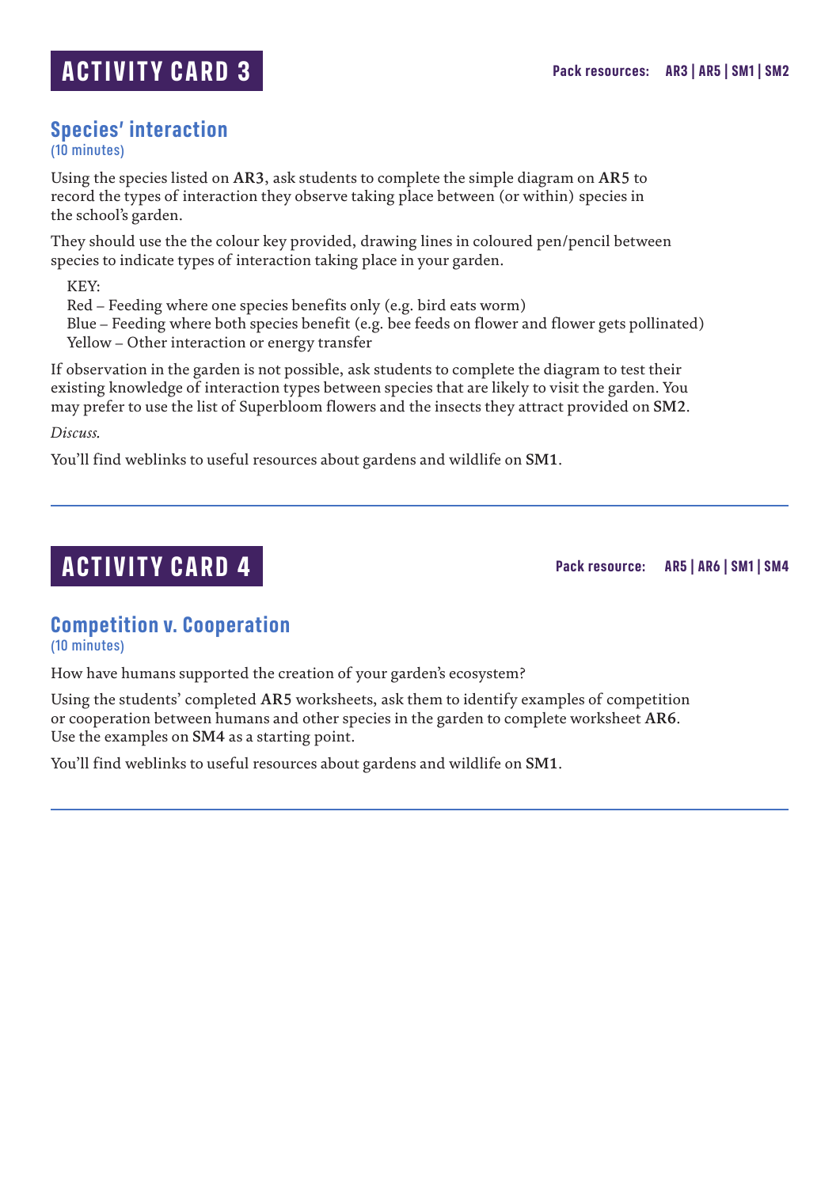# ACTIVITY CARD 3

**Pack resources: AR3 | AR5 | SM1 | SM2**

## Species' interaction

(10 minutes)

Using the species listed on **AR3**, ask students to complete the simple diagram on **AR5** to record the types of interaction they observe taking place between (or within) species in the school's garden.

They should use the the colour key provided, drawing lines in coloured pen/pencil between species to indicate types of interaction taking place in your garden.

KEY:
Red – Feeding where one species benefits only (e.g. bird eats worm)
Blue – Feeding where both species benefit (e.g. bee feeds on flower and flower gets pollinated)
Yellow – Other interaction or energy transfer

If observation in the garden is not possible, ask students to complete the diagram to test their existing knowledge of interaction types between species that are likely to visit the garden. You may prefer to use the list of Superbloom flowers and the insects they attract provided on **SM2**.

*Discuss.*

You'll find weblinks to useful resources about gardens and wildlife on **SM1**.

---

# ACTIVITY CARD 4

**Pack resource: AR5 | AR6 | SM1 | SM4**

## Competition v. Cooperation

(10 minutes)

How have humans supported the creation of your garden's ecosystem?

Using the students' completed **AR5** worksheets, ask them to identify examples of competition or cooperation between humans and other species in the garden to complete worksheet **AR6**. Use the examples on **SM4** as a starting point.

You'll find weblinks to useful resources about gardens and wildlife on **SM1**.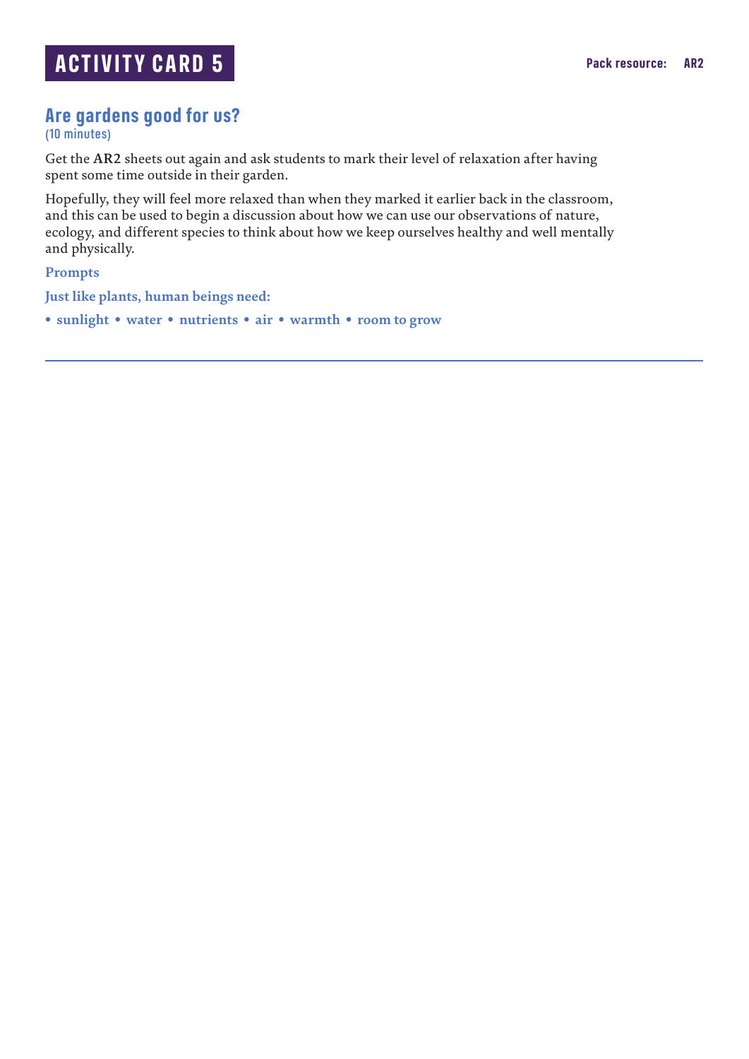# ACTIVITY CARD 5

**Pack resource: AR2**

## Are gardens good for us?

(10 minutes)

Get the **AR2** sheets out again and ask students to mark their level of relaxation after having spent some time outside in their garden.

Hopefully, they will feel more relaxed than when they marked it earlier back in the classroom, and this can be used to begin a discussion about how we can use our observations of nature, ecology, and different species to think about how we keep ourselves healthy and well mentally and physically.

**Prompts**

**Just like plants, human beings need:**

- **sunlight**
- **water**
- **nutrients**
- **air**
- **warmth**
- **room to grow**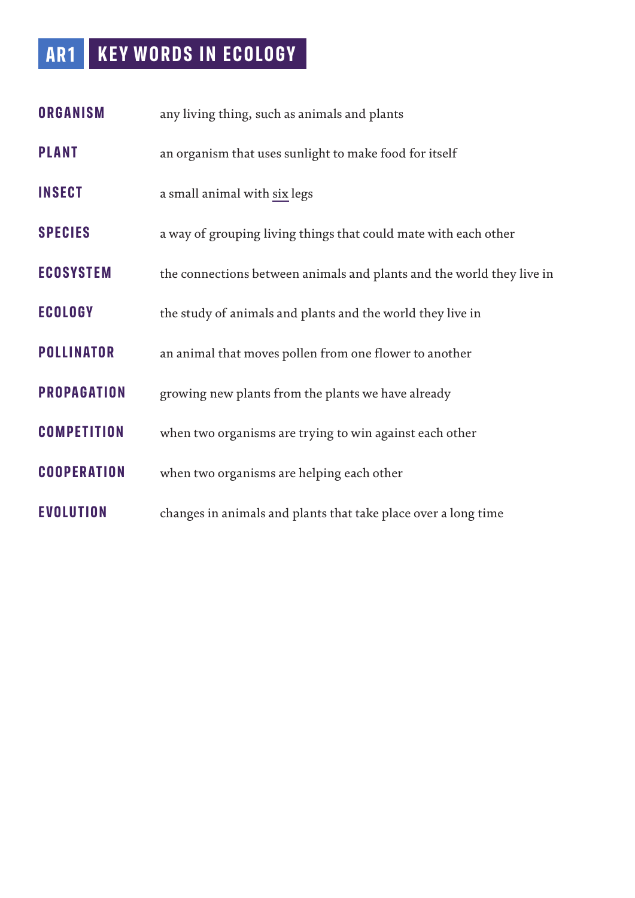# AR1 KEY WORDS IN ECOLOGY

| | |
|---|---|
| **ORGANISM** | any living thing, such as animals and plants |
| **PLANT** | an organism that uses sunlight to make food for itself |
| **INSECT** | a small animal with <u>six</u> legs |
| **SPECIES** | a way of grouping living things that could mate with each other |
| **ECOSYSTEM** | the connections between animals and plants and the world they live in |
| **ECOLOGY** | the study of animals and plants and the world they live in |
| **POLLINATOR** | an animal that moves pollen from one flower to another |
| **PROPAGATION** | growing new plants from the plants we have already |
| **COMPETITION** | when two organisms are trying to win against each other |
| **COOPERATION** | when two organisms are helping each other |
| **EVOLUTION** | changes in animals and plants that take place over a long time |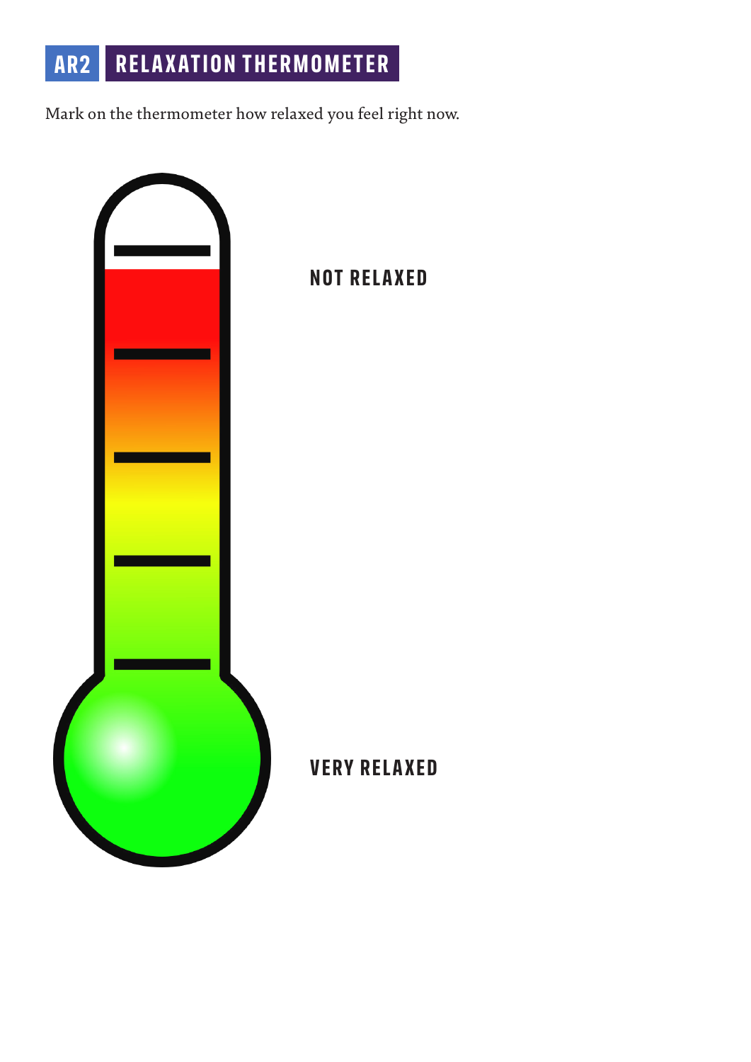## AR2 RELAXATION THERMOMETER

Mark on the thermometer how relaxed you feel right now.

NOT RELAXED

VERY RELAXED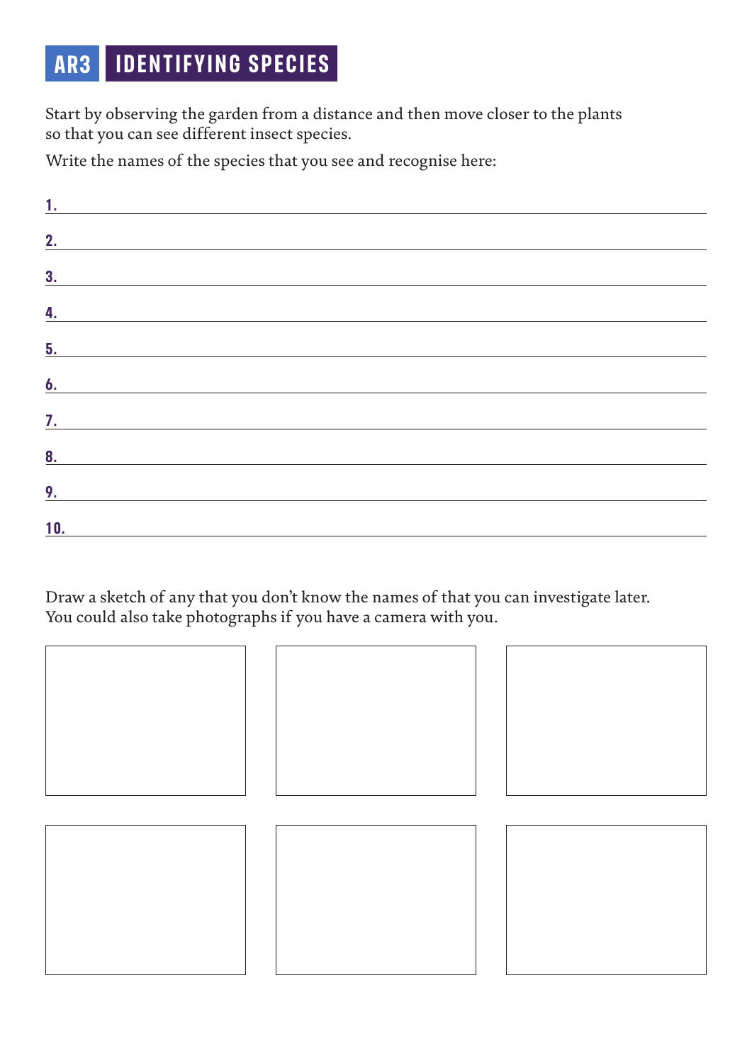# AR3 IDENTIFYING SPECIES

Start by observing the garden from a distance and then move closer to the plants so that you can see different insect species.

Write the names of the species that you see and recognise here:

**1.** ______________________________

**2.** ______________________________

**3.** ______________________________

**4.** ______________________________

**5.** ______________________________

**6.** ______________________________

**7.** ______________________________

**8.** ______________________________

**9.** ______________________________

**10.** ______________________________

Draw a sketch of any that you don't know the names of that you can investigate later. You could also take photographs if you have a camera with you.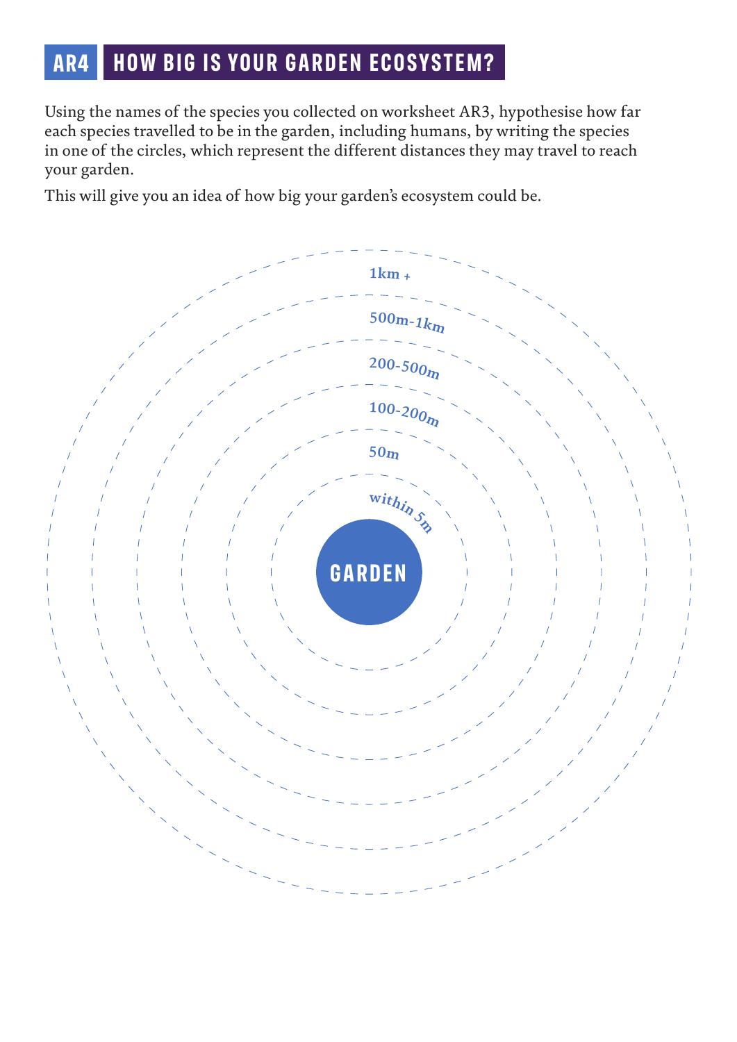# AR4 HOW BIG IS YOUR GARDEN ECOSYSTEM?

Using the names of the species you collected on worksheet AR3, hypothesise how far each species travelled to be in the garden, including humans, by writing the species in one of the circles, which represent the different distances they may travel to reach your garden.

This will give you an idea of how big your garden's ecosystem could be.

1km +

500m-1km

200-500m

100-200m

50m

within 5m

GARDEN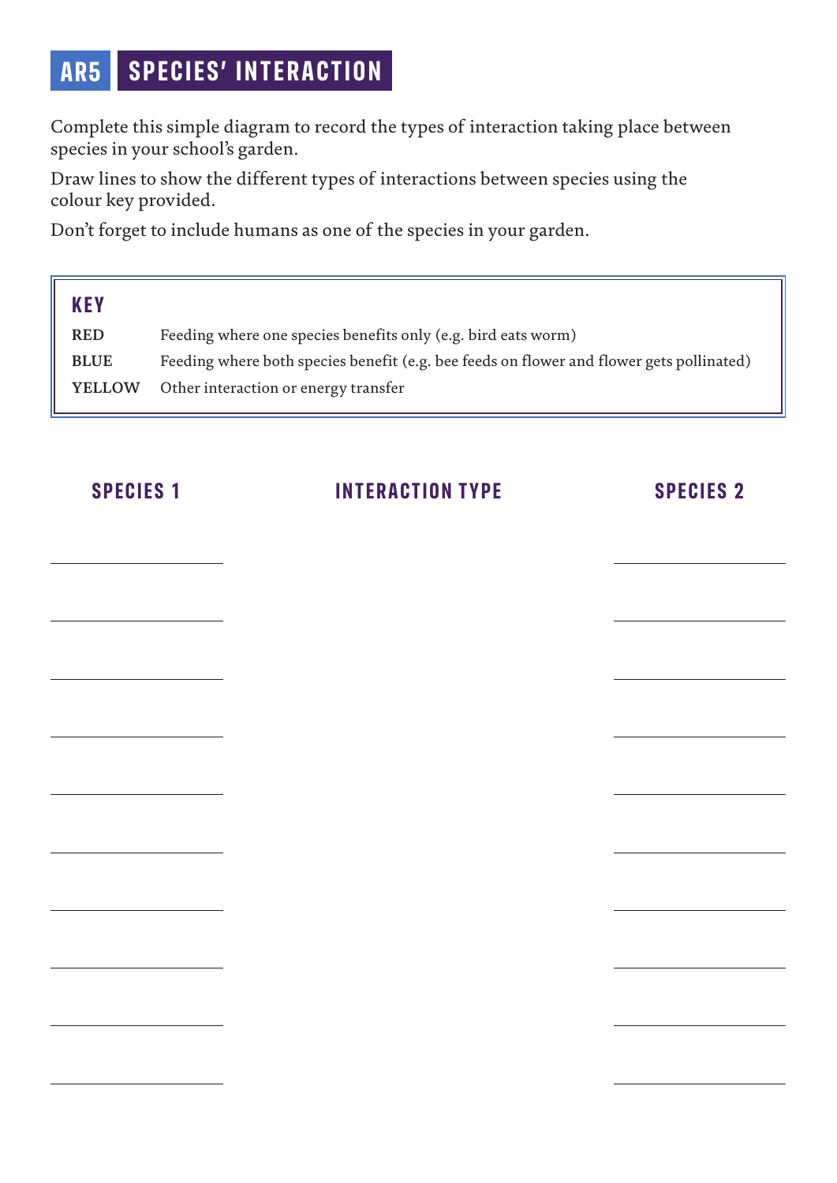# AR5 SPECIES' INTERACTION

Complete this simple diagram to record the types of interaction taking place between species in your school's garden.

Draw lines to show the different types of interactions between species using the colour key provided.

Don't forget to include humans as one of the species in your garden.

## KEY

| | |
|---|---|
| **RED** | Feeding where one species benefits only (e.g. bird eats worm) |
| **BLUE** | Feeding where both species benefit (e.g. bee feeds on flower and flower gets pollinated) |
| **YELLOW** | Other interaction or energy transfer |

| SPECIES 1 | INTERACTION TYPE | SPECIES 2 |
|---|---|---|
| ________ | | ________ |
| ________ | | ________ |
| ________ | | ________ |
| ________ | | ________ |
| ________ | | ________ |
| ________ | | ________ |
| ________ | | ________ |
| ________ | | ________ |
| ________ | | ________ |
| ________ | | ________ |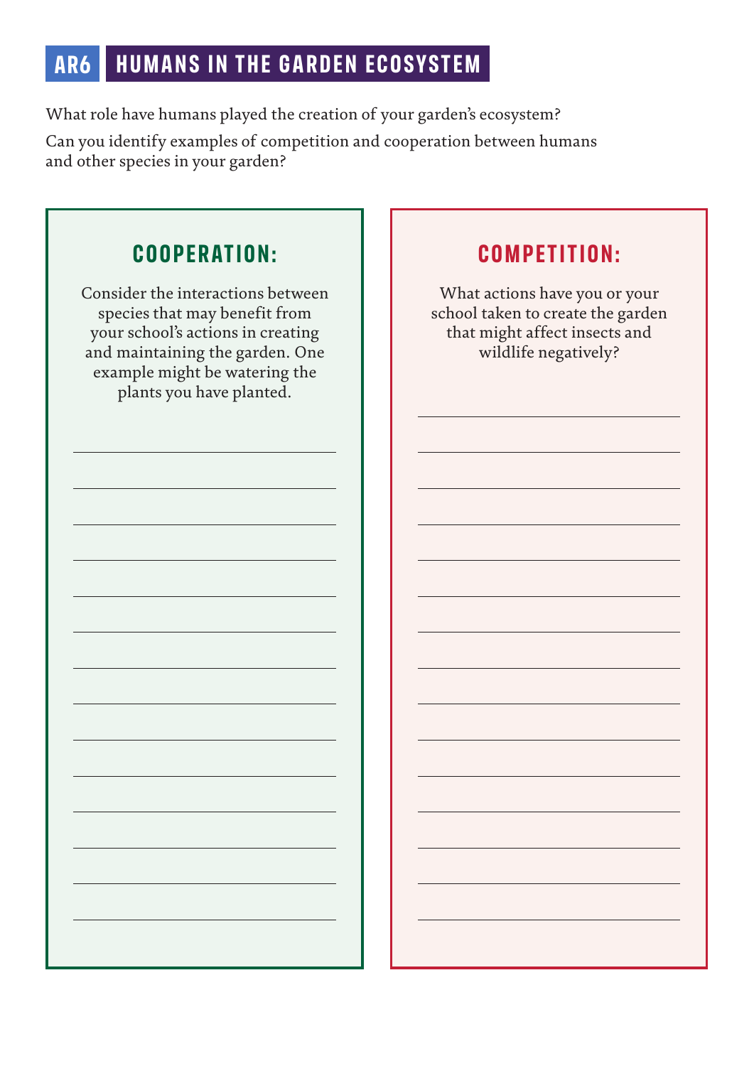# AR6 HUMANS IN THE GARDEN ECOSYSTEM

What role have humans played the creation of your garden's ecosystem?

Can you identify examples of competition and cooperation between humans and other species in your garden?

## COOPERATION:

Consider the interactions between species that may benefit from your school's actions in creating and maintaining the garden. One example might be watering the plants you have planted.

## COMPETITION:

What actions have you or your school taken to create the garden that might affect insects and wildlife negatively?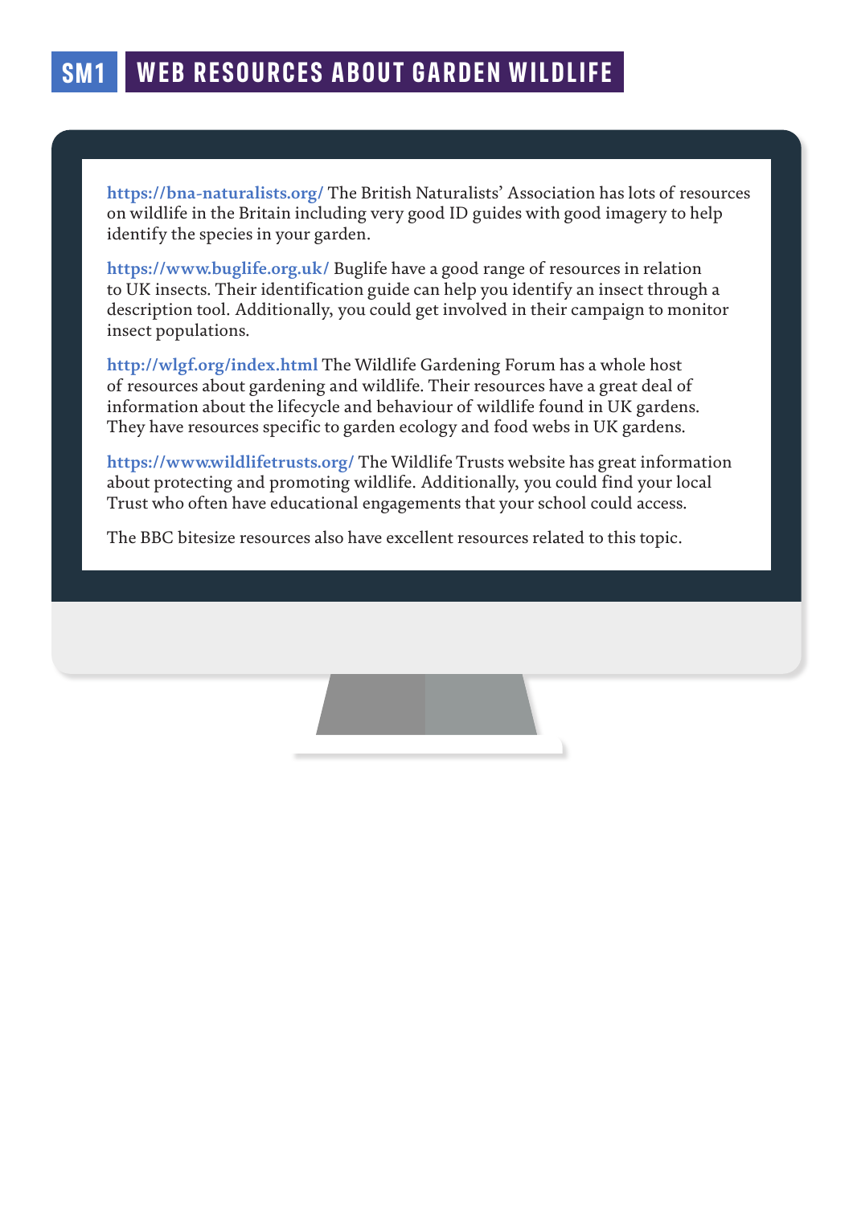# SM1 WEB RESOURCES ABOUT GARDEN WILDLIFE

**https://bna-naturalists.org/** The British Naturalists' Association has lots of resources on wildlife in the Britain including very good ID guides with good imagery to help identify the species in your garden.

**https://www.buglife.org.uk/** Buglife have a good range of resources in relation to UK insects. Their identification guide can help you identify an insect through a description tool. Additionally, you could get involved in their campaign to monitor insect populations.

**http://wlgf.org/index.html** The Wildlife Gardening Forum has a whole host of resources about gardening and wildlife. Their resources have a great deal of information about the lifecycle and behaviour of wildlife found in UK gardens. They have resources specific to garden ecology and food webs in UK gardens.

**https://www.wildlifetrusts.org/** The Wildlife Trusts website has great information about protecting and promoting wildlife. Additionally, you could find your local Trust who often have educational engagements that your school could access.

The BBC bitesize resources also have excellent resources related to this topic.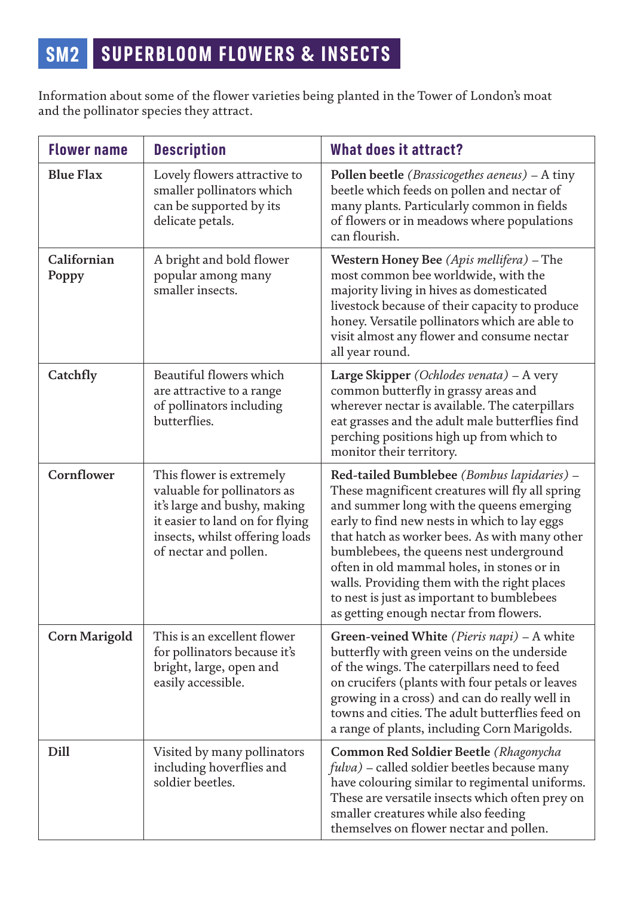# SM2 SUPERBLOOM FLOWERS & INSECTS

Information about some of the flower varieties being planted in the Tower of London's moat and the pollinator species they attract.

| Flower name | Description | What does it attract? |
| --- | --- | --- |
| **Blue Flax** | Lovely flowers attractive to smaller pollinators which can be supported by its delicate petals. | **Pollen beetle** *(Brassicogethes aeneus)* – A tiny beetle which feeds on pollen and nectar of many plants. Particularly common in fields of flowers or in meadows where populations can flourish. |
| **Californian Poppy** | A bright and bold flower popular among many smaller insects. | **Western Honey Bee** *(Apis mellifera)* – The most common bee worldwide, with the majority living in hives as domesticated livestock because of their capacity to produce honey. Versatile pollinators which are able to visit almost any flower and consume nectar all year round. |
| **Catchfly** | Beautiful flowers which are attractive to a range of pollinators including butterflies. | **Large Skipper** *(Ochlodes venata)* – A very common butterfly in grassy areas and wherever nectar is available. The caterpillars eat grasses and the adult male butterflies find perching positions high up from which to monitor their territory. |
| **Cornflower** | This flower is extremely valuable for pollinators as it's large and bushy, making it easier to land on for flying insects, whilst offering loads of nectar and pollen. | **Red-tailed Bumblebee** *(Bombus lapidaries)* – These magnificent creatures will fly all spring and summer long with the queens emerging early to find new nests in which to lay eggs that hatch as worker bees. As with many other bumblebees, the queens nest underground often in old mammal holes, in stones or in walls. Providing them with the right places to nest is just as important to bumblebees as getting enough nectar from flowers. |
| **Corn Marigold** | This is an excellent flower for pollinators because it's bright, large, open and easily accessible. | **Green-veined White** *(Pieris napi)* – A white butterfly with green veins on the underside of the wings. The caterpillars need to feed on crucifers (plants with four petals or leaves growing in a cross) and can do really well in towns and cities. The adult butterflies feed on a range of plants, including Corn Marigolds. |
| **Dill** | Visited by many pollinators including hoverflies and soldier beetles. | **Common Red Soldier Beetle** *(Rhagonycha fulva)* – called soldier beetles because many have colouring similar to regimental uniforms. These are versatile insects which often prey on smaller creatures while also feeding themselves on flower nectar and pollen. |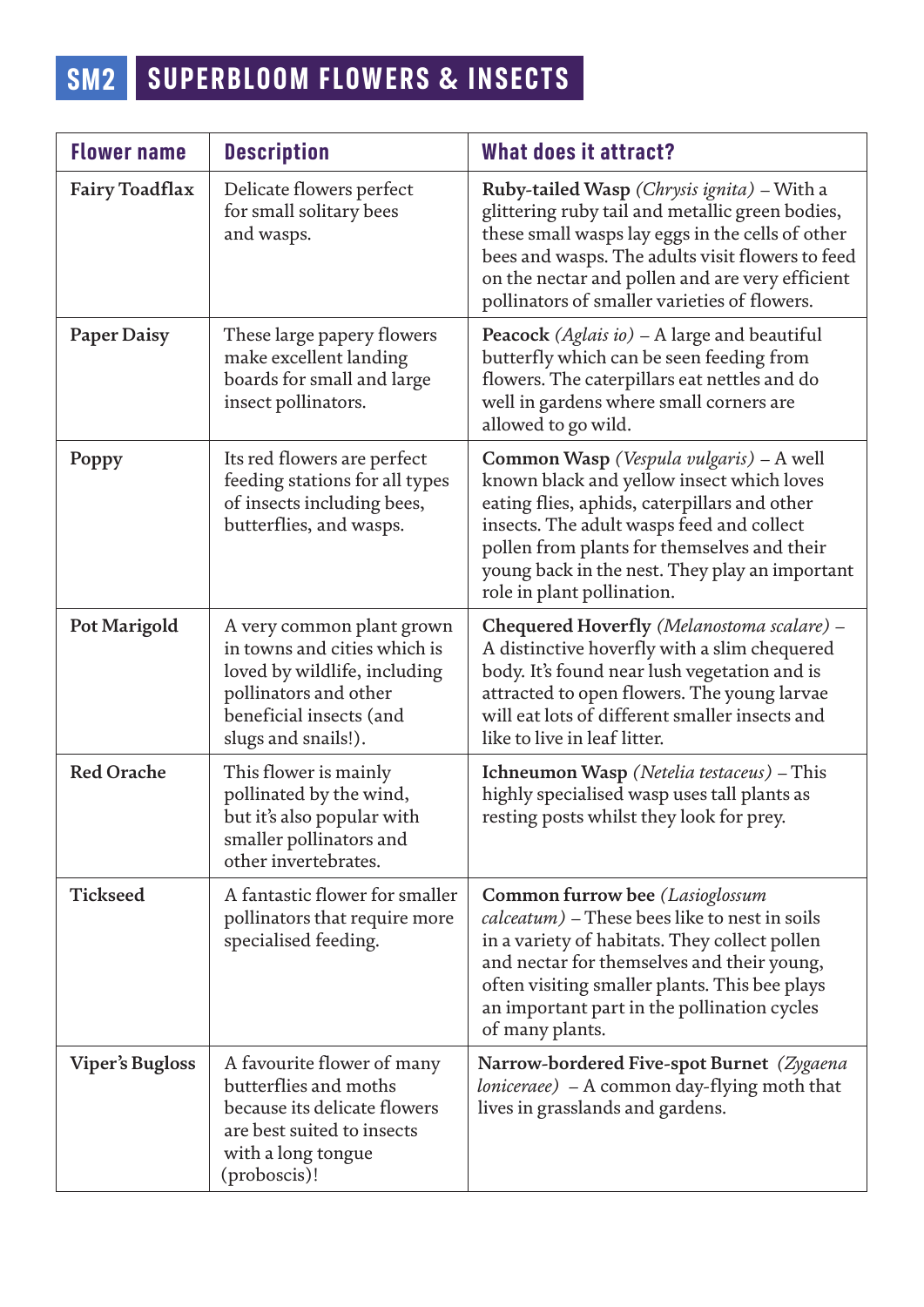# SM2 SUPERBLOOM FLOWERS & INSECTS

| Flower name | Description | What does it attract? |
|---|---|---|
| **Fairy Toadflax** | Delicate flowers perfect for small solitary bees and wasps. | **Ruby-tailed Wasp** *(Chrysis ignita)* – With a glittering ruby tail and metallic green bodies, these small wasps lay eggs in the cells of other bees and wasps. The adults visit flowers to feed on the nectar and pollen and are very efficient pollinators of smaller varieties of flowers. |
| **Paper Daisy** | These large papery flowers make excellent landing boards for small and large insect pollinators. | **Peacock** *(Aglais io)* – A large and beautiful butterfly which can be seen feeding from flowers. The caterpillars eat nettles and do well in gardens where small corners are allowed to go wild. |
| **Poppy** | Its red flowers are perfect feeding stations for all types of insects including bees, butterflies, and wasps. | **Common Wasp** *(Vespula vulgaris)* – A well known black and yellow insect which loves eating flies, aphids, caterpillars and other insects. The adult wasps feed and collect pollen from plants for themselves and their young back in the nest. They play an important role in plant pollination. |
| **Pot Marigold** | A very common plant grown in towns and cities which is loved by wildlife, including pollinators and other beneficial insects (and slugs and snails!). | **Chequered Hoverfly** *(Melanostoma scalare)* – A distinctive hoverfly with a slim chequered body. It's found near lush vegetation and is attracted to open flowers. The young larvae will eat lots of different smaller insects and like to live in leaf litter. |
| **Red Orache** | This flower is mainly pollinated by the wind, but it's also popular with smaller pollinators and other invertebrates. | **Ichneumon Wasp** *(Netelia testaceus)* – This highly specialised wasp uses tall plants as resting posts whilst they look for prey. |
| **Tickseed** | A fantastic flower for smaller pollinators that require more specialised feeding. | **Common furrow bee** *(Lasioglossum calceatum)* – These bees like to nest in soils in a variety of habitats. They collect pollen and nectar for themselves and their young, often visiting smaller plants. This bee plays an important part in the pollination cycles of many plants. |
| **Viper's Bugloss** | A favourite flower of many butterflies and moths because its delicate flowers are best suited to insects with a long tongue (proboscis)! | **Narrow-bordered Five-spot Burnet** *(Zygaena loniceraee)* – A common day-flying moth that lives in grasslands and gardens. |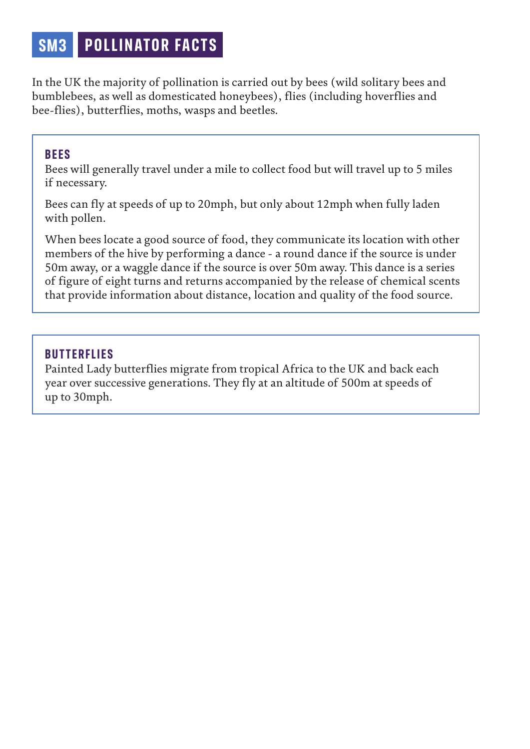# SM3 POLLINATOR FACTS

In the UK the majority of pollination is carried out by bees (wild solitary bees and bumblebees, as well as domesticated honeybees), flies (including hoverflies and bee-flies), butterflies, moths, wasps and beetles.

### BEES

Bees will generally travel under a mile to collect food but will travel up to 5 miles if necessary.

Bees can fly at speeds of up to 20mph, but only about 12mph when fully laden with pollen.

When bees locate a good source of food, they communicate its location with other members of the hive by performing a dance - a round dance if the source is under 50m away, or a waggle dance if the source is over 50m away. This dance is a series of figure of eight turns and returns accompanied by the release of chemical scents that provide information about distance, location and quality of the food source.

### BUTTERFLIES

Painted Lady butterflies migrate from tropical Africa to the UK and back each year over successive generations. They fly at an altitude of 500m at speeds of up to 30mph.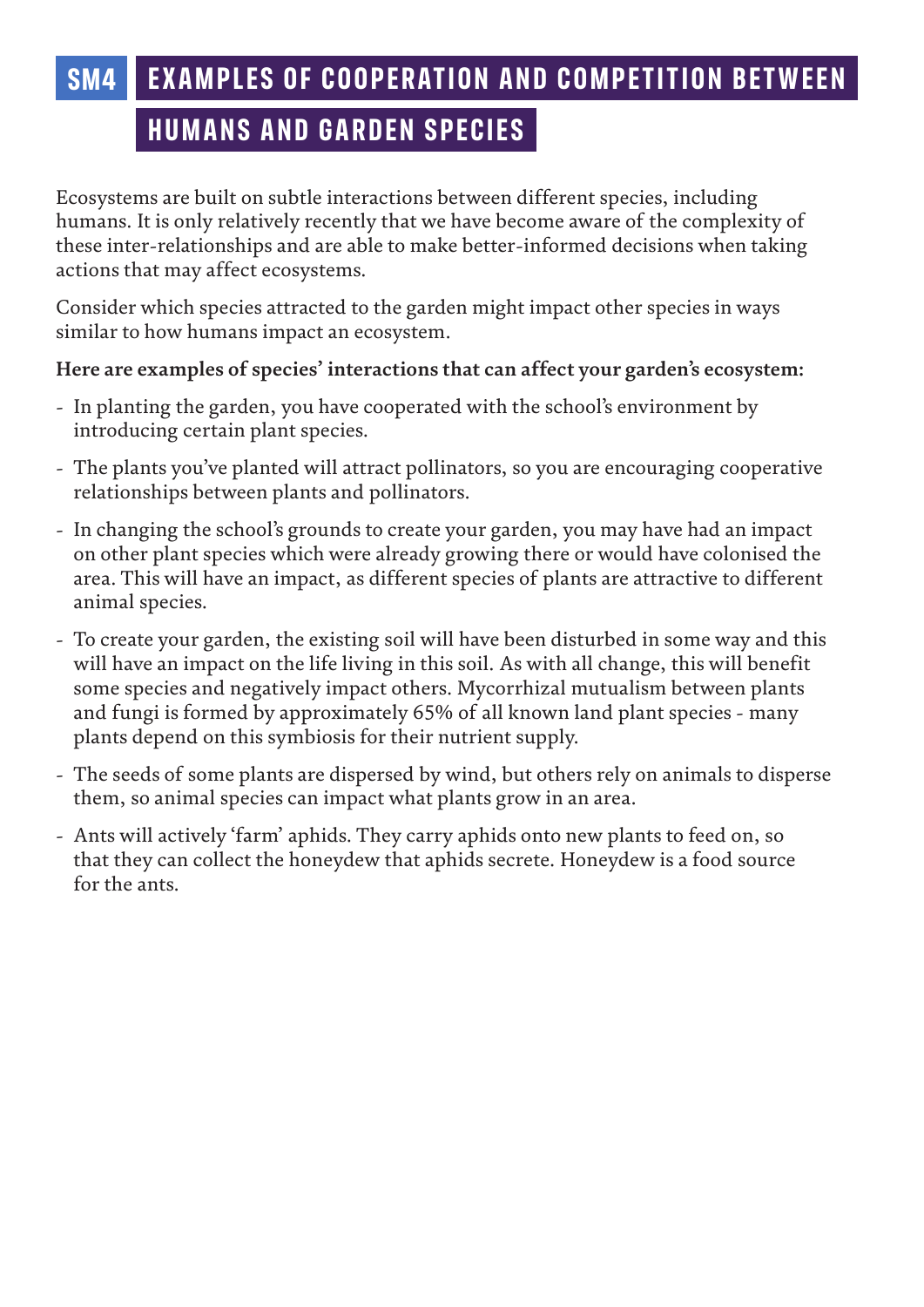# SM4 EXAMPLES OF COOPERATION AND COMPETITION BETWEEN HUMANS AND GARDEN SPECIES

Ecosystems are built on subtle interactions between different species, including humans. It is only relatively recently that we have become aware of the complexity of these inter-relationships and are able to make better-informed decisions when taking actions that may affect ecosystems.

Consider which species attracted to the garden might impact other species in ways similar to how humans impact an ecosystem.

**Here are examples of species' interactions that can affect your garden's ecosystem:**

- In planting the garden, you have cooperated with the school's environment by introducing certain plant species.
- The plants you've planted will attract pollinators, so you are encouraging cooperative relationships between plants and pollinators.
- In changing the school's grounds to create your garden, you may have had an impact on other plant species which were already growing there or would have colonised the area. This will have an impact, as different species of plants are attractive to different animal species.
- To create your garden, the existing soil will have been disturbed in some way and this will have an impact on the life living in this soil. As with all change, this will benefit some species and negatively impact others. Mycorrhizal mutualism between plants and fungi is formed by approximately 65% of all known land plant species - many plants depend on this symbiosis for their nutrient supply.
- The seeds of some plants are dispersed by wind, but others rely on animals to disperse them, so animal species can impact what plants grow in an area.
- Ants will actively 'farm' aphids. They carry aphids onto new plants to feed on, so that they can collect the honeydew that aphids secrete. Honeydew is a food source for the ants.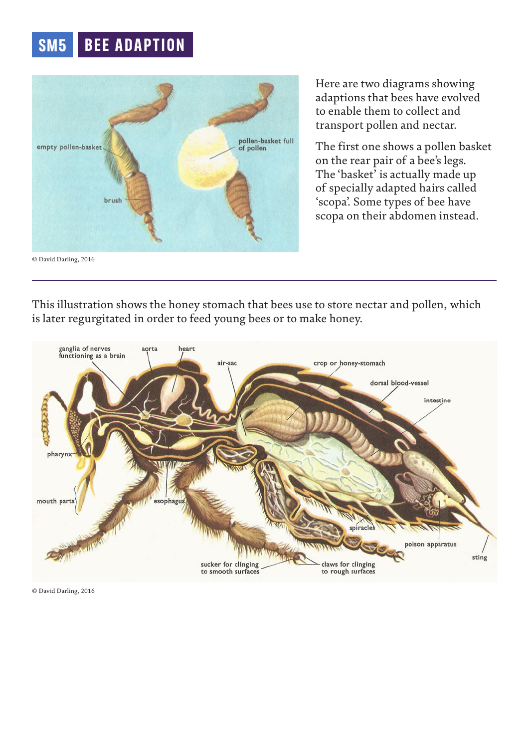# SM5 BEE ADAPTION

© David Darling, 2016

Here are two diagrams showing adaptions that bees have evolved to enable them to collect and transport pollen and nectar.

The first one shows a pollen basket on the rear pair of a bee's legs. The 'basket' is actually made up of specially adapted hairs called 'scopa'. Some types of bee have scopa on their abdomen instead.

---

This illustration shows the honey stomach that bees use to store nectar and pollen, which is later regurgitated in order to feed young bees or to make honey.

© David Darling, 2016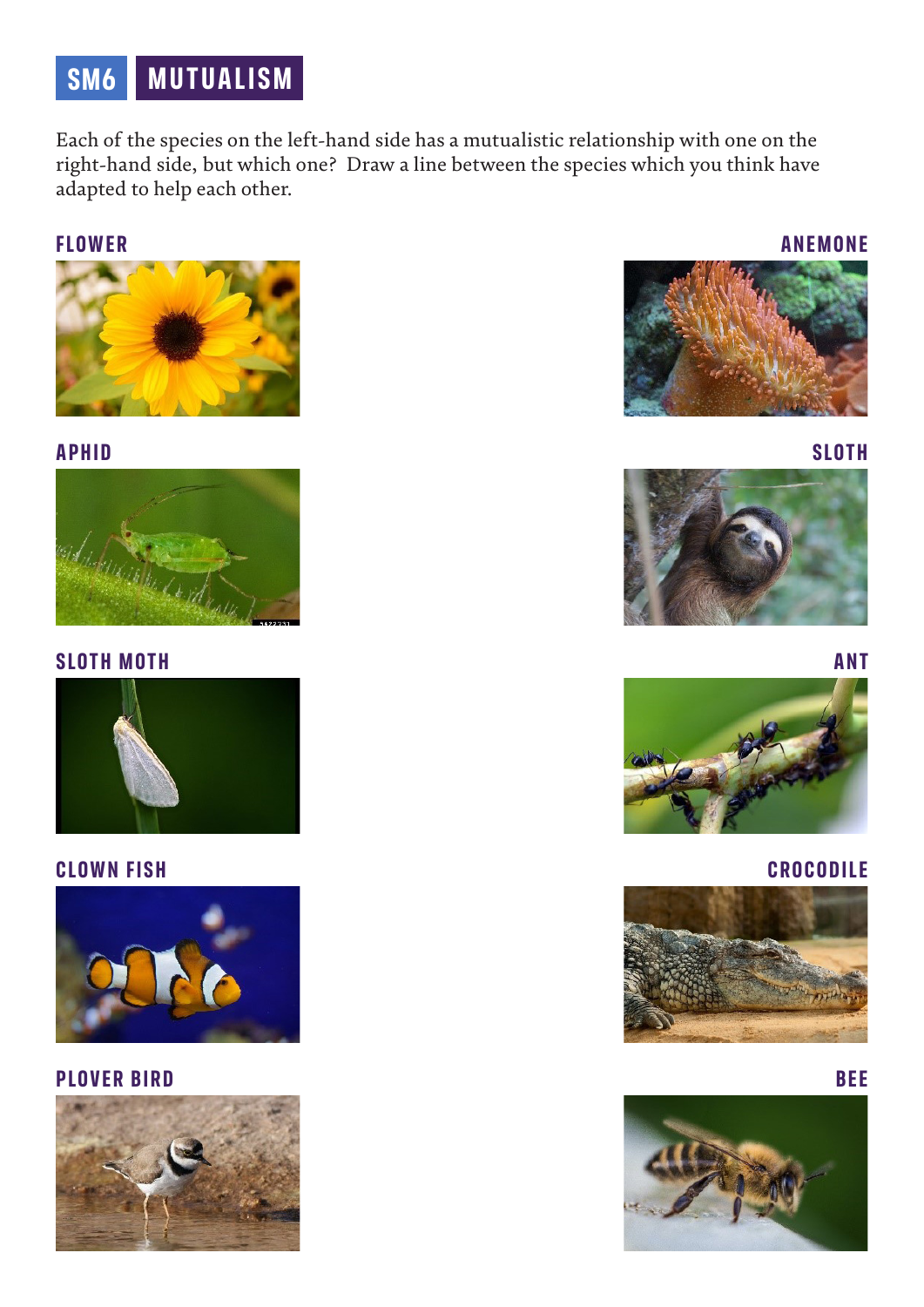# SM6 MUTUALISM

Each of the species on the left-hand side has a mutualistic relationship with one on the right-hand side, but which one? Draw a line between the species which you think have adapted to help each other.

**FLOWER**

**ANEMONE**

**APHID**

**SLOTH**

**SLOTH MOTH**

**ANT**

**CLOWN FISH**

**CROCODILE**

**PLOVER BIRD**

**BEE**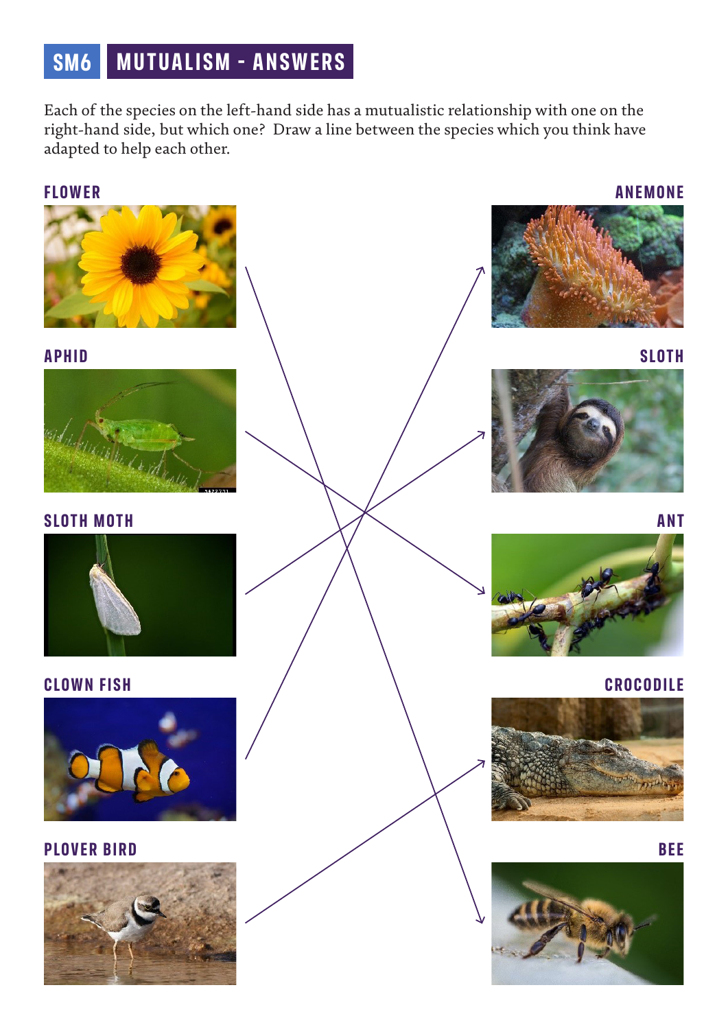# SM6 MUTUALISM - ANSWERS

Each of the species on the left-hand side has a mutualistic relationship with one on the right-hand side, but which one? Draw a line between the species which you think have adapted to help each other.

**FLOWER**

**APHID**

**SLOTH MOTH**

**CLOWN FISH**

**PLOVER BIRD**

**ANEMONE**

**SLOTH**

**ANT**

**CROCODILE**

**BEE**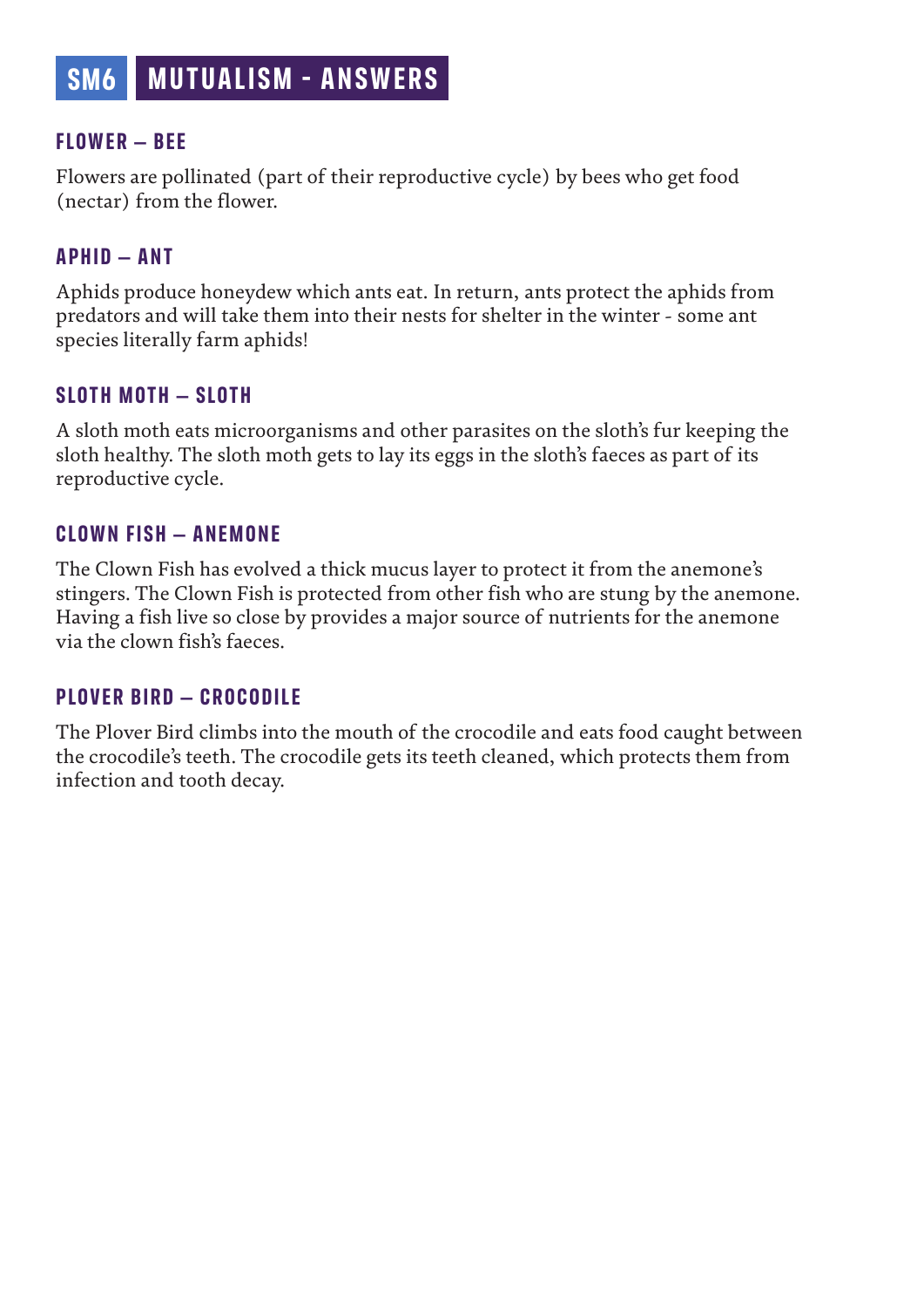# SM6 MUTUALISM - ANSWERS

## FLOWER – BEE

Flowers are pollinated (part of their reproductive cycle) by bees who get food (nectar) from the flower.

## APHID – ANT

Aphids produce honeydew which ants eat. In return, ants protect the aphids from predators and will take them into their nests for shelter in the winter - some ant species literally farm aphids!

## SLOTH MOTH – SLOTH

A sloth moth eats microorganisms and other parasites on the sloth's fur keeping the sloth healthy. The sloth moth gets to lay its eggs in the sloth's faeces as part of its reproductive cycle.

## CLOWN FISH – ANEMONE

The Clown Fish has evolved a thick mucus layer to protect it from the anemone's stingers. The Clown Fish is protected from other fish who are stung by the anemone. Having a fish live so close by provides a major source of nutrients for the anemone via the clown fish's faeces.

## PLOVER BIRD – CROCODILE

The Plover Bird climbs into the mouth of the crocodile and eats food caught between the crocodile's teeth. The crocodile gets its teeth cleaned, which protects them from infection and tooth decay.